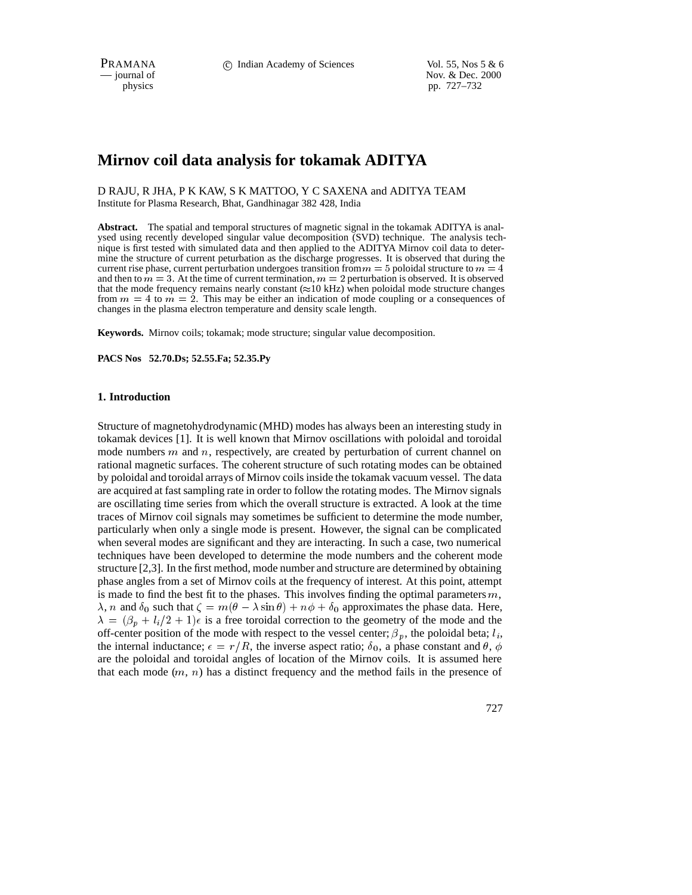# Mirnov coil data analysis for tokamak ADITYA

D RAJU, R JHA, P K KAW, S K MATTOO, Y C SAXENA and ADITYA TEAM
Institute for Plasma Research, Bhat, Gandhinagar 382 428, India

**Abstract.** The spatial and temporal structures of magnetic signal in the tokamak ADITYA is analysed using recently developed singular value decomposition (SVD) technique. The analysis technique is first tested with simulated data and then applied to the ADITYA Mirnov coil data to determine the structure of current peturbation as the discharge progresses. It is observed that during the current rise phase, current perturbation undergoes transition from $m = 5$ poloidal structure to $m = 4$ and then to $m = 3$. At the time of current termination, $m = 2$ perturbation is observed. It is observed that the mode frequency remains nearly constant ($\approx$10 kHz) when poloidal mode structure changes from $m = 4$ to $m = 2$. This may be either an indication of mode coupling or a consequences of changes in the plasma electron temperature and density scale length.

**Keywords.** Mirnov coils; tokamak; mode structure; singular value decomposition.

**PACS Nos 52.70.Ds; 52.55.Fa; 52.35.Py**

## 1. Introduction

Structure of magnetohydrodynamic (MHD) modes has always been an interesting study in tokamak devices [1]. It is well known that Mirnov oscillations with poloidal and toroidal mode numbers $m$ and $n$, respectively, are created by perturbation of current channel on rational magnetic surfaces. The coherent structure of such rotating modes can be obtained by poloidal and toroidal arrays of Mirnov coils inside the tokamak vacuum vessel. The data are acquired at fast sampling rate in order to follow the rotating modes. The Mirnov signals are oscillating time series from which the overall structure is extracted. A look at the time traces of Mirnov coil signals may sometimes be sufficient to determine the mode number, particularly when only a single mode is present. However, the signal can be complicated when several modes are significant and they are interacting. In such a case, two numerical techniques have been developed to determine the mode numbers and the coherent mode structure [2,3]. In the first method, mode number and structure are determined by obtaining phase angles from a set of Mirnov coils at the frequency of interest. At this point, attempt is made to find the best fit to the phases. This involves finding the optimal parameters $m$, $\lambda$, $n$ and $\delta_0$ such that $\zeta = m(\theta - \lambda \sin\theta) + n\phi + \delta_0$ approximates the phase data. Here, $\lambda = (\beta_p + l_i/2 + 1)\epsilon$ is a free toroidal correction to the geometry of the mode and the off-center position of the mode with respect to the vessel center; $\beta_p$, the poloidal beta; $l_i$, the internal inductance; $\epsilon = r/R$, the inverse aspect ratio; $\delta_0$, a phase constant and $\theta$, $\phi$ are the poloidal and toroidal angles of location of the Mirnov coils. It is assumed here that each mode ($m$, $n$) has a distinct frequency and the method fails in the presence of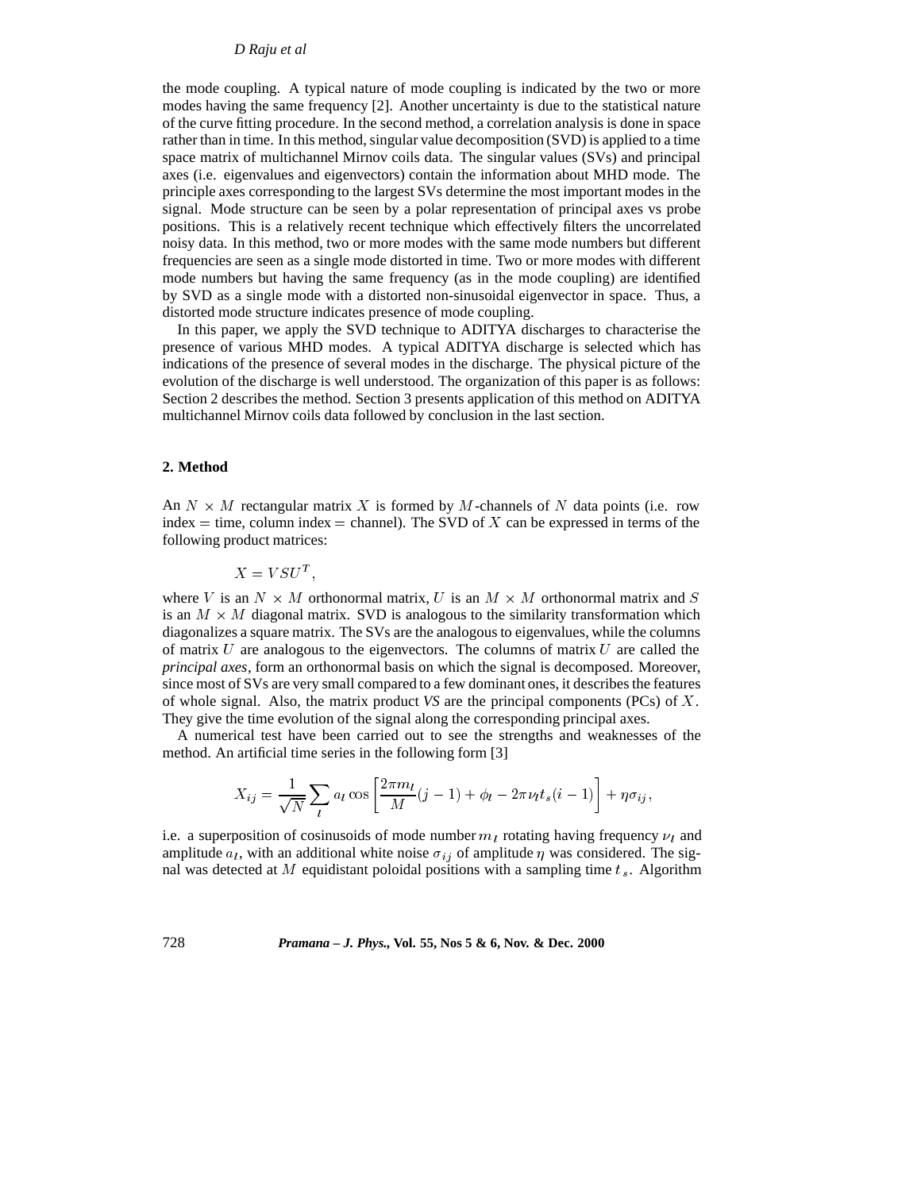the mode coupling. A typical nature of mode coupling is indicated by the two or more modes having the same frequency [2]. Another uncertainty is due to the statistical nature of the curve fitting procedure. In the second method, a correlation analysis is done in space rather than in time. In this method, singular value decomposition (SVD) is applied to a time space matrix of multichannel Mirnov coils data. The singular values (SVs) and principal axes (i.e. eigenvalues and eigenvectors) contain the information about MHD mode. The principle axes corresponding to the largest SVs determine the most important modes in the signal. Mode structure can be seen by a polar representation of principal axes vs probe positions. This is a relatively recent technique which effectively filters the uncorrelated noisy data. In this method, two or more modes with the same mode numbers but different frequencies are seen as a single mode distorted in time. Two or more modes with different mode numbers but having the same frequency (as in the mode coupling) are identified by SVD as a single mode with a distorted non-sinusoidal eigenvector in space. Thus, a distorted mode structure indicates presence of mode coupling.

In this paper, we apply the SVD technique to ADITYA discharges to characterise the presence of various MHD modes. A typical ADITYA discharge is selected which has indications of the presence of several modes in the discharge. The physical picture of the evolution of the discharge is well understood. The organization of this paper is as follows: Section 2 describes the method. Section 3 presents application of this method on ADITYA multichannel Mirnov coils data followed by conclusion in the last section.

## 2. Method

An $N \times M$ rectangular matrix $X$ is formed by $M$-channels of $N$ data points (i.e. row index = time, column index = channel). The SVD of $X$ can be expressed in terms of the following product matrices:

$$X = VSU^T,$$

where $V$ is an $N \times M$ orthonormal matrix, $U$ is an $M \times M$ orthonormal matrix and $S$ is an $M \times M$ diagonal matrix. SVD is analogous to the similarity transformation which diagonalizes a square matrix. The SVs are the analogous to eigenvalues, while the columns of matrix $U$ are analogous to the eigenvectors. The columns of matrix $U$ are called the *principal axes*, form an orthonormal basis on which the signal is decomposed. Moreover, since most of SVs are very small compared to a few dominant ones, it describes the features of whole signal. Also, the matrix product *VS* are the principal components (PCs) of $X$. They give the time evolution of the signal along the corresponding principal axes.

A numerical test have been carried out to see the strengths and weaknesses of the method. An artificial time series in the following form [3]

$$X_{ij} = \frac{1}{\sqrt{N}} \sum_{l} a_l \cos\left[\frac{2\pi m_l}{M}(j-1) + \phi_l - 2\pi \nu_l t_s (i-1)\right] + \eta \sigma_{ij},$$

i.e. a superposition of cosinusoids of mode number $m_l$ rotating having frequency $\nu_l$ and amplitude $a_l$, with an additional white noise $\sigma_{ij}$ of amplitude $\eta$ was considered. The signal was detected at $M$ equidistant poloidal positions with a sampling time $t_s$. Algorithm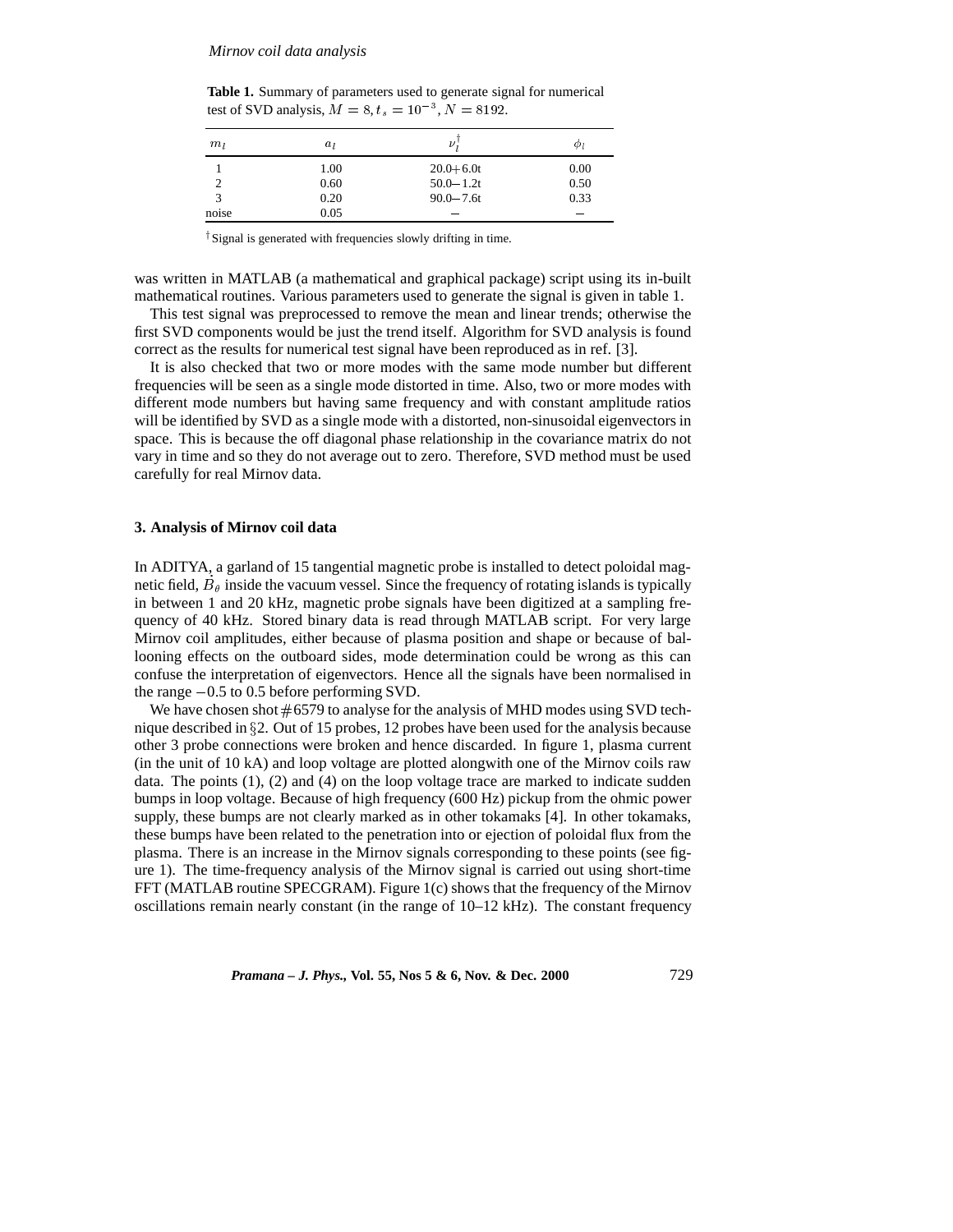**Table 1.** Summary of parameters used to generate signal for numerical test of SVD analysis, $M = 8, t_s = 10^{-3}, N = 8192$.

| $m_l$ | $a_l$ | $\nu_l^{\dagger}$ | $\phi_l$ |
|---|---|---|---|
| 1 | 1.00 | 20.0+6.0t | 0.00 |
| 2 | 0.60 | 50.0−1.2t | 0.50 |
| 3 | 0.20 | 90.0−7.6t | 0.33 |
| noise | 0.05 | − | − |

† Signal is generated with frequencies slowly drifting in time.

was written in MATLAB (a mathematical and graphical package) script using its in-built mathematical routines. Various parameters used to generate the signal is given in table 1.

This test signal was preprocessed to remove the mean and linear trends; otherwise the first SVD components would be just the trend itself. Algorithm for SVD analysis is found correct as the results for numerical test signal have been reproduced as in ref. [3].

It is also checked that two or more modes with the same mode number but different frequencies will be seen as a single mode distorted in time. Also, two or more modes with different mode numbers but having same frequency and with constant amplitude ratios will be identified by SVD as a single mode with a distorted, non-sinusoidal eigenvectors in space. This is because the off diagonal phase relationship in the covariance matrix do not vary in time and so they do not average out to zero. Therefore, SVD method must be used carefully for real Mirnov data.

## 3. Analysis of Mirnov coil data

In ADITYA, a garland of 15 tangential magnetic probe is installed to detect poloidal magnetic field, $\dot{B}_\theta$ inside the vacuum vessel. Since the frequency of rotating islands is typically in between 1 and 20 kHz, magnetic probe signals have been digitized at a sampling frequency of 40 kHz. Stored binary data is read through MATLAB script. For very large Mirnov coil amplitudes, either because of plasma position and shape or because of ballooning effects on the outboard sides, mode determination could be wrong as this can confuse the interpretation of eigenvectors. Hence all the signals have been normalised in the range −0.5 to 0.5 before performing SVD.

We have chosen shot #6579 to analyse for the analysis of MHD modes using SVD technique described in §2. Out of 15 probes, 12 probes have been used for the analysis because other 3 probe connections were broken and hence discarded. In figure 1, plasma current (in the unit of 10 kA) and loop voltage are plotted alongwith one of the Mirnov coils raw data. The points (1), (2) and (4) on the loop voltage trace are marked to indicate sudden bumps in loop voltage. Because of high frequency (600 Hz) pickup from the ohmic power supply, these bumps are not clearly marked as in other tokamaks [4]. In other tokamaks, these bumps have been related to the penetration into or ejection of poloidal flux from the plasma. There is an increase in the Mirnov signals corresponding to these points (see figure 1). The time-frequency analysis of the Mirnov signal is carried out using short-time FFT (MATLAB routine SPECGRAM). Figure 1(c) shows that the frequency of the Mirnov oscillations remain nearly constant (in the range of 10–12 kHz). The constant frequency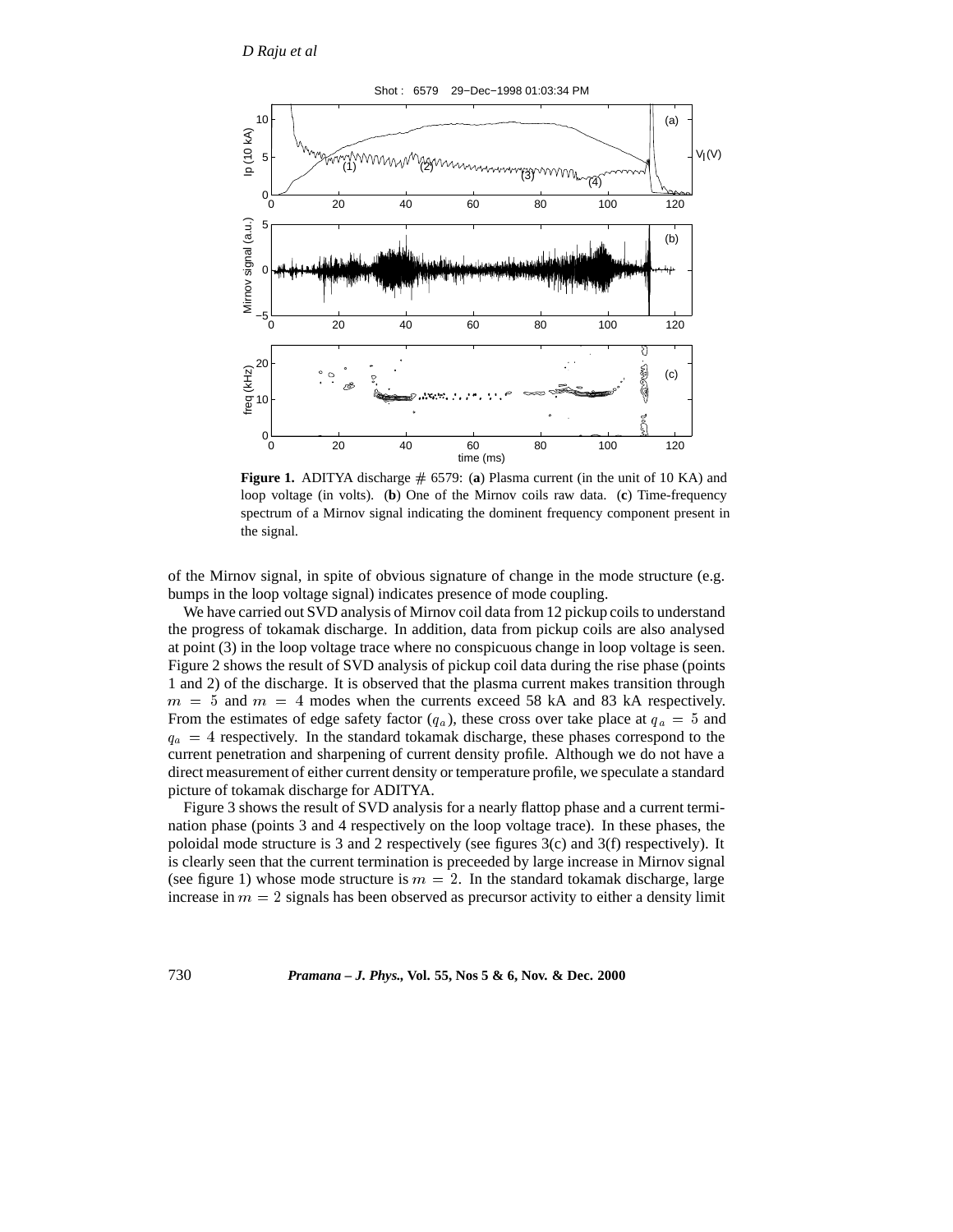**Figure 1.** ADITYA discharge # 6579: (**a**) Plasma current (in the unit of 10 KA) and loop voltage (in volts). (**b**) One of the Mirnov coils raw data. (**c**) Time-frequency spectrum of a Mirnov signal indicating the dominent frequency component present in the signal.

of the Mirnov signal, in spite of obvious signature of change in the mode structure (e.g. bumps in the loop voltage signal) indicates presence of mode coupling.

We have carried out SVD analysis of Mirnov coil data from 12 pickup coils to understand the progress of tokamak discharge. In addition, data from pickup coils are also analysed at point (3) in the loop voltage trace where no conspicuous change in loop voltage is seen. Figure 2 shows the result of SVD analysis of pickup coil data during the rise phase (points 1 and 2) of the discharge. It is observed that the plasma current makes transition through $m = 5$ and $m = 4$ modes when the currents exceed 58 kA and 83 kA respectively. From the estimates of edge safety factor ($q_a$), these cross over take place at $q_a = 5$ and $q_a = 4$ respectively. In the standard tokamak discharge, these phases correspond to the current penetration and sharpening of current density profile. Although we do not have a direct measurement of either current density or temperature profile, we speculate a standard picture of tokamak discharge for ADITYA.

Figure 3 shows the result of SVD analysis for a nearly flattop phase and a current termination phase (points 3 and 4 respectively on the loop voltage trace). In these phases, the poloidal mode structure is 3 and 2 respectively (see figures 3(c) and 3(f) respectively). It is clearly seen that the current termination is preceeded by large increase in Mirnov signal (see figure 1) whose mode structure is $m = 2$. In the standard tokamak discharge, large increase in $m = 2$ signals has been observed as precursor activity to either a density limit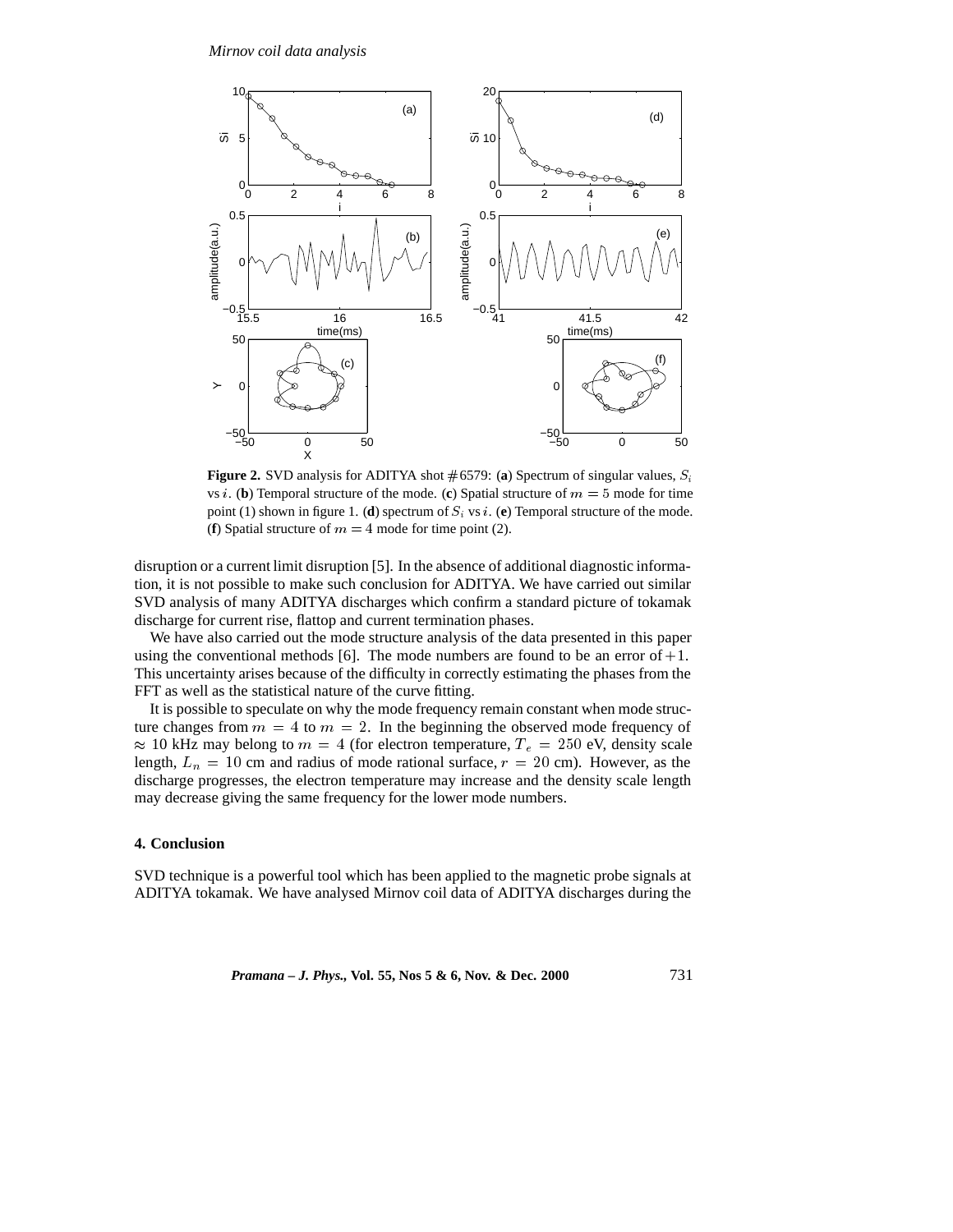**Figure 2.** SVD analysis for ADITYA shot #6579: (**a**) Spectrum of singular values, $S_i$ vs $i$. (**b**) Temporal structure of the mode. (**c**) Spatial structure of $m = 5$ mode for time point (1) shown in figure 1. (**d**) spectrum of $S_i$ vs $i$. (**e**) Temporal structure of the mode. (**f**) Spatial structure of $m = 4$ mode for time point (2).

disruption or a current limit disruption [5]. In the absence of additional diagnostic information, it is not possible to make such conclusion for ADITYA. We have carried out similar SVD analysis of many ADITYA discharges which confirm a standard picture of tokamak discharge for current rise, flattop and current termination phases.

We have also carried out the mode structure analysis of the data presented in this paper using the conventional methods [6]. The mode numbers are found to be an error of $+1$. This uncertainty arises because of the difficulty in correctly estimating the phases from the FFT as well as the statistical nature of the curve fitting.

It is possible to speculate on why the mode frequency remain constant when mode structure changes from $m = 4$ to $m = 2$. In the beginning the observed mode frequency of $\approx 10$ kHz may belong to $m = 4$ (for electron temperature, $T_e = 250$ eV, density scale length, $L_n = 10$ cm and radius of mode rational surface, $r = 20$ cm). However, as the discharge progresses, the electron temperature may increase and the density scale length may decrease giving the same frequency for the lower mode numbers.

## 4. Conclusion

SVD technique is a powerful tool which has been applied to the magnetic probe signals at ADITYA tokamak. We have analysed Mirnov coil data of ADITYA discharges during the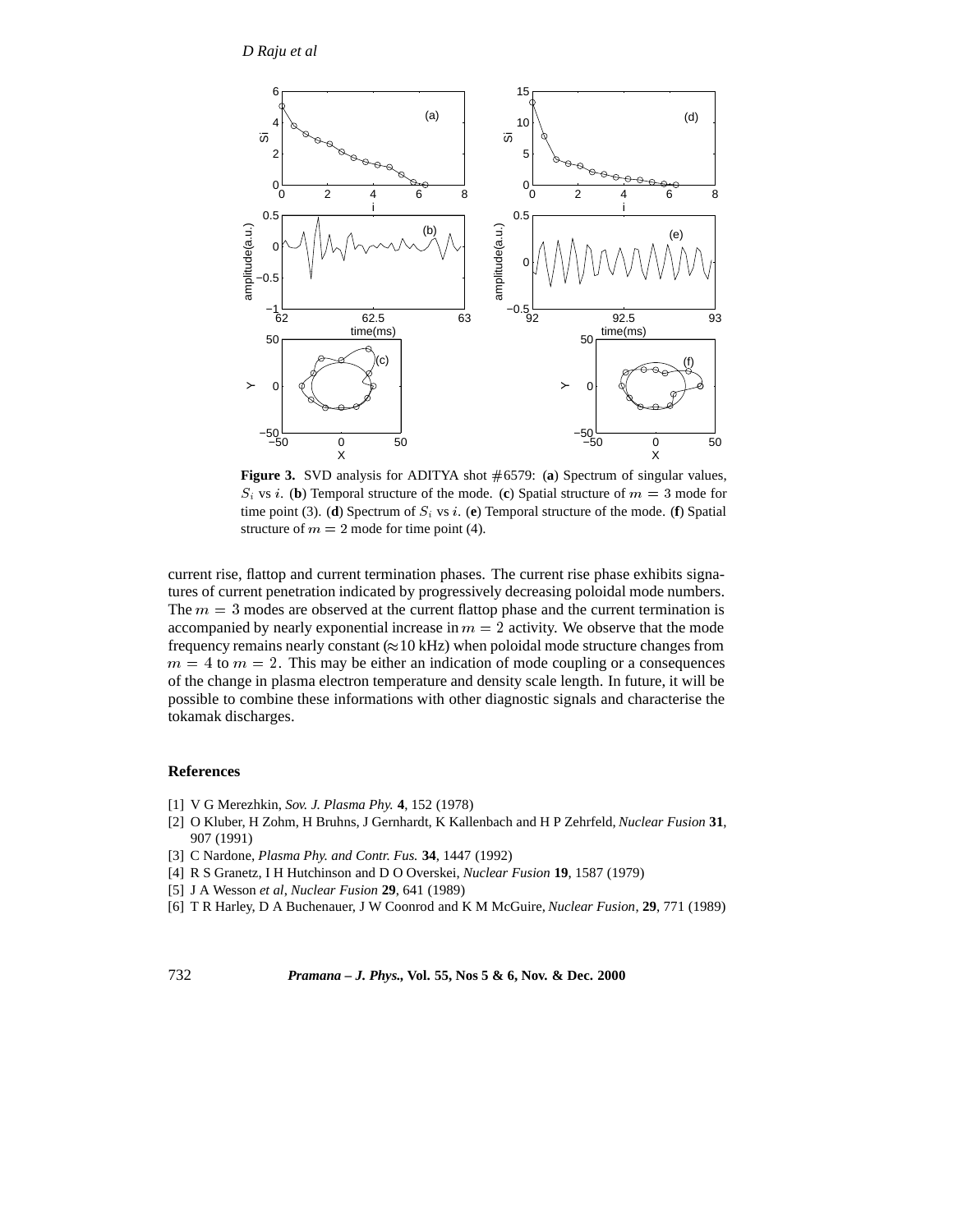(a)

Si

6
4
2
0

0 2 4 6 8

i

(d)

Si

15
10
5
0

0 2 4 6 8

i

(b)

amplitude(a.u.)

0.5
0
−0.5
−1

62 62.5 63

time(ms)

(e)

amplitude(a.u.)

0.5
0
−0.5

92 92.5 93

time(ms)

(c)

Y

50
0
−50

−50 0 50

X

(f)

Y

50
0
−50

−50 0 50

X

**Figure 3.** SVD analysis for ADITYA shot #6579: (**a**) Spectrum of singular values, $S_i$ vs $i$. (**b**) Temporal structure of the mode. (**c**) Spatial structure of $m = 3$ mode for time point (3). (**d**) Spectrum of $S_i$ vs $i$. (**e**) Temporal structure of the mode. (**f**) Spatial structure of $m = 2$ mode for time point (4).

current rise, flattop and current termination phases. The current rise phase exhibits signatures of current penetration indicated by progressively decreasing poloidal mode numbers. The $m = 3$ modes are observed at the current flattop phase and the current termination is accompanied by nearly exponential increase in $m = 2$ activity. We observe that the mode frequency remains nearly constant ($\approx$10 kHz) when poloidal mode structure changes from $m = 4$ to $m = 2$. This may be either an indication of mode coupling or a consequences of the change in plasma electron temperature and density scale length. In future, it will be possible to combine these informations with other diagnostic signals and characterise the tokamak discharges.

## References

[1] V G Merezhkin, *Sov. J. Plasma Phy.* **4**, 152 (1978)

[2] O Kluber, H Zohm, H Bruhns, J Gernhardt, K Kallenbach and H P Zehrfeld, *Nuclear Fusion* **31**, 907 (1991)

[3] C Nardone, *Plasma Phy. and Contr. Fus.* **34**, 1447 (1992)

[4] R S Granetz, I H Hutchinson and D O Overskei, *Nuclear Fusion* **19**, 1587 (1979)

[5] J A Wesson *et al*, *Nuclear Fusion* **29**, 641 (1989)

[6] T R Harley, D A Buchenauer, J W Coonrod and K M McGuire, *Nuclear Fusion*, **29**, 771 (1989)